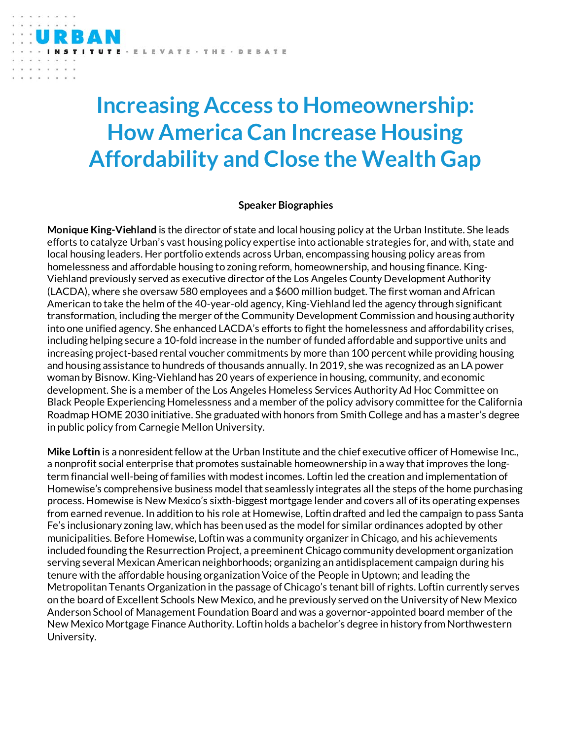URBAN INSTITUTE · ELEVATE · THE · DEBATE

# Increasing Access to Homeownership: How America Can Increase Housing Affordability and Close the Wealth Gap

**Speaker Biographies**

**Monique King-Viehland** is the director of state and local housing policy at the Urban Institute. She leads efforts to catalyze Urban's vast housing policy expertise into actionable strategies for, and with, state and local housing leaders. Her portfolio extends across Urban, encompassing housing policy areas from homelessness and affordable housing to zoning reform, homeownership, and housing finance. King-Viehland previously served as executive director of the Los Angeles County Development Authority (LACDA), where she oversaw 580 employees and a $600 million budget. The first woman and African American to take the helm of the 40-year-old agency, King-Viehland led the agency through significant transformation, including the merger of the Community Development Commission and housing authority into one unified agency. She enhanced LACDA's efforts to fight the homelessness and affordability crises, including helping secure a 10-fold increase in the number of funded affordable and supportive units and increasing project-based rental voucher commitments by more than 100 percent while providing housing and housing assistance to hundreds of thousands annually. In 2019, she was recognized as an LA power woman by Bisnow. King-Viehland has 20 years of experience in housing, community, and economic development. She is a member of the Los Angeles Homeless Services Authority Ad Hoc Committee on Black People Experiencing Homelessness and a member of the policy advisory committee for the California Roadmap HOME 2030 initiative. She graduated with honors from Smith College and has a master's degree in public policy from Carnegie Mellon University.

**Mike Loftin** is a nonresident fellow at the Urban Institute and the chief executive officer of Homewise Inc., a nonprofit social enterprise that promotes sustainable homeownership in a way that improves the long-term financial well-being of families with modest incomes. Loftin led the creation and implementation of Homewise's comprehensive business model that seamlessly integrates all the steps of the home purchasing process. Homewise is New Mexico's sixth-biggest mortgage lender and covers all of its operating expenses from earned revenue. In addition to his role at Homewise, Loftin drafted and led the campaign to pass Santa Fe's inclusionary zoning law, which has been used as the model for similar ordinances adopted by other municipalities. Before Homewise, Loftin was a community organizer in Chicago, and his achievements included founding the Resurrection Project, a preeminent Chicago community development organization serving several Mexican American neighborhoods; organizing an antidisplacement campaign during his tenure with the affordable housing organization Voice of the People in Uptown; and leading the Metropolitan Tenants Organization in the passage of Chicago's tenant bill of rights. Loftin currently serves on the board of Excellent Schools New Mexico, and he previously served on the University of New Mexico Anderson School of Management Foundation Board and was a governor-appointed board member of the New Mexico Mortgage Finance Authority. Loftin holds a bachelor's degree in history from Northwestern University.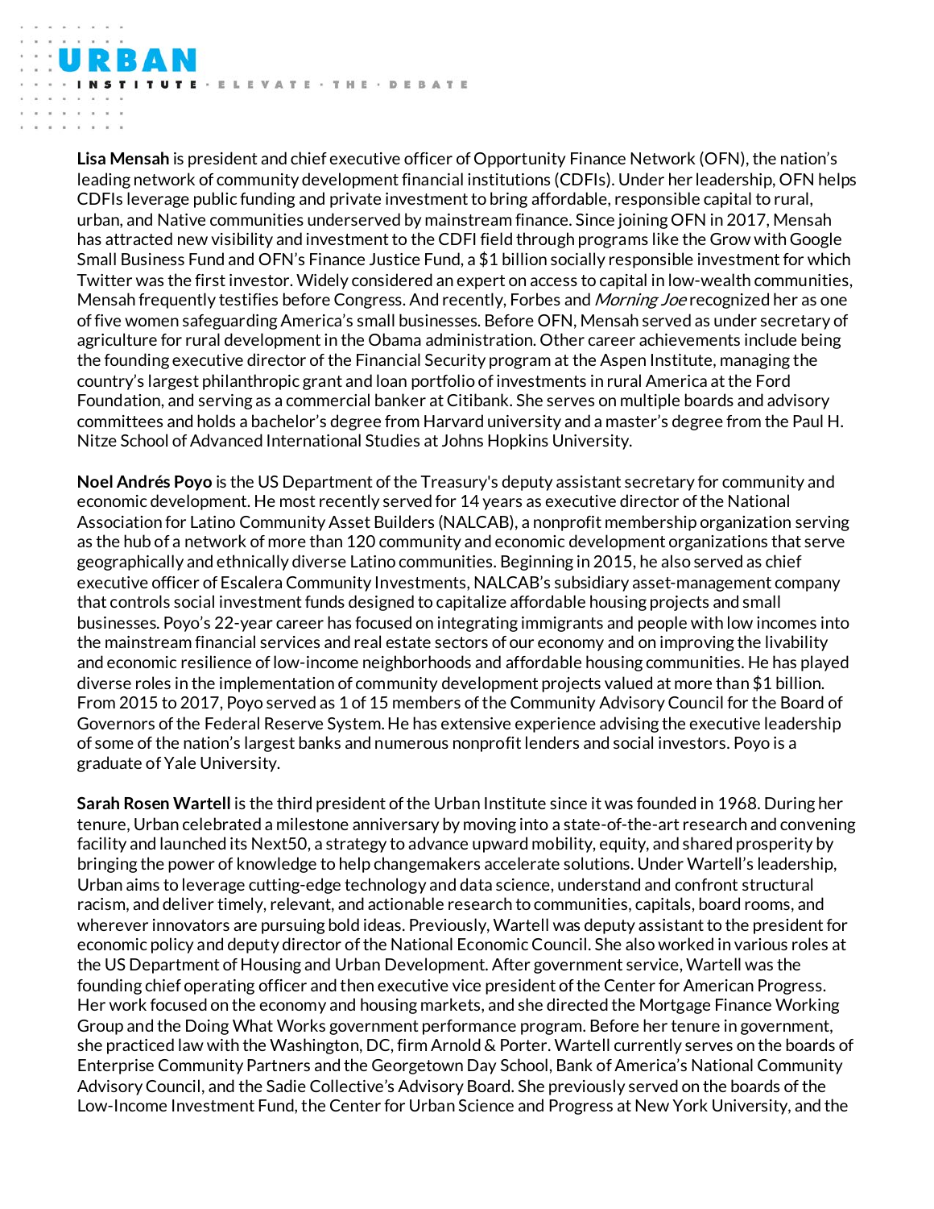**Lisa Mensah** is president and chief executive officer of Opportunity Finance Network (OFN), the nation's leading network of community development financial institutions (CDFIs). Under her leadership, OFN helps CDFIs leverage public funding and private investment to bring affordable, responsible capital to rural, urban, and Native communities underserved by mainstream finance. Since joining OFN in 2017, Mensah has attracted new visibility and investment to the CDFI field through programs like the Grow with Google Small Business Fund and OFN's Finance Justice Fund, a $1 billion socially responsible investment for which Twitter was the first investor. Widely considered an expert on access to capital in low-wealth communities, Mensah frequently testifies before Congress. And recently, Forbes and *Morning Joe* recognized her as one of five women safeguarding America's small businesses. Before OFN, Mensah served as under secretary of agriculture for rural development in the Obama administration. Other career achievements include being the founding executive director of the Financial Security program at the Aspen Institute, managing the country's largest philanthropic grant and loan portfolio of investments in rural America at the Ford Foundation, and serving as a commercial banker at Citibank. She serves on multiple boards and advisory committees and holds a bachelor's degree from Harvard university and a master's degree from the Paul H. Nitze School of Advanced International Studies at Johns Hopkins University.

**Noel Andrés Poyo** is the US Department of the Treasury's deputy assistant secretary for community and economic development. He most recently served for 14 years as executive director of the National Association for Latino Community Asset Builders (NALCAB), a nonprofit membership organization serving as the hub of a network of more than 120 community and economic development organizations that serve geographically and ethnically diverse Latino communities. Beginning in 2015, he also served as chief executive officer of Escalera Community Investments, NALCAB's subsidiary asset-management company that controls social investment funds designed to capitalize affordable housing projects and small businesses. Poyo's 22-year career has focused on integrating immigrants and people with low incomes into the mainstream financial services and real estate sectors of our economy and on improving the livability and economic resilience of low-income neighborhoods and affordable housing communities. He has played diverse roles in the implementation of community development projects valued at more than $1 billion. From 2015 to 2017, Poyo served as 1 of 15 members of the Community Advisory Council for the Board of Governors of the Federal Reserve System. He has extensive experience advising the executive leadership of some of the nation's largest banks and numerous nonprofit lenders and social investors. Poyo is a graduate of Yale University.

**Sarah Rosen Wartell** is the third president of the Urban Institute since it was founded in 1968. During her tenure, Urban celebrated a milestone anniversary by moving into a state-of-the-art research and convening facility and launched its Next50, a strategy to advance upward mobility, equity, and shared prosperity by bringing the power of knowledge to help changemakers accelerate solutions. Under Wartell's leadership, Urban aims to leverage cutting-edge technology and data science, understand and confront structural racism, and deliver timely, relevant, and actionable research to communities, capitals, board rooms, and wherever innovators are pursuing bold ideas. Previously, Wartell was deputy assistant to the president for economic policy and deputy director of the National Economic Council. She also worked in various roles at the US Department of Housing and Urban Development. After government service, Wartell was the founding chief operating officer and then executive vice president of the Center for American Progress. Her work focused on the economy and housing markets, and she directed the Mortgage Finance Working Group and the Doing What Works government performance program. Before her tenure in government, she practiced law with the Washington, DC, firm Arnold & Porter. Wartell currently serves on the boards of Enterprise Community Partners and the Georgetown Day School, Bank of America's National Community Advisory Council, and the Sadie Collective's Advisory Board. She previously served on the boards of the Low-Income Investment Fund, the Center for Urban Science and Progress at New York University, and the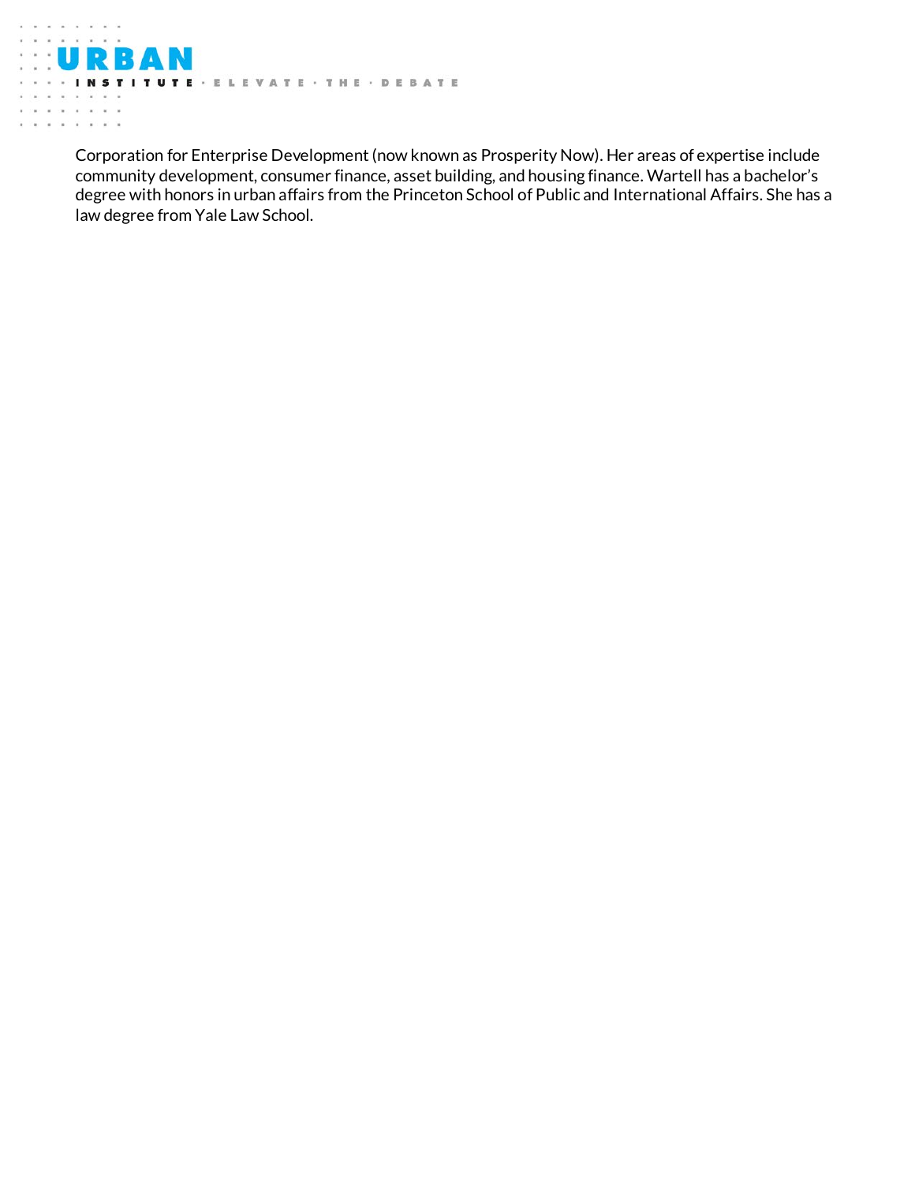Corporation for Enterprise Development (now known as Prosperity Now). Her areas of expertise include community development, consumer finance, asset building, and housing finance. Wartell has a bachelor's degree with honors in urban affairs from the Princeton School of Public and International Affairs. She has a law degree from Yale Law School.